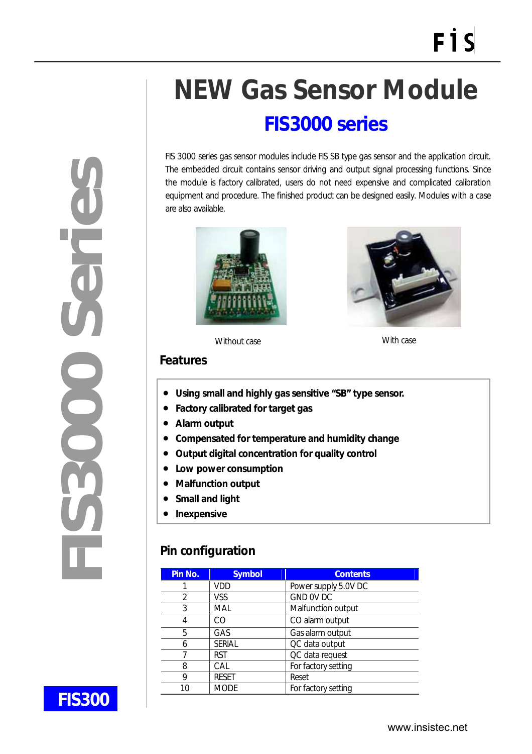# NEW Gas Sensor Module

## FIS3000 series

FIS 3000 series gas sensor modules include FIS SB type gas sensor and the application circuit. The embedded circuit contains sensor driving and output signal processing functions. Since the module is factory calibrated, users do not need expensive and complicated calibration equipment and procedure. The finished product can be designed easily. Modules with a case are also available.

Without case

With case

### Features

- **Using small and highly gas sensitive "SB" type sensor.**
- **Factory calibrated for target gas**
- **Alarm output**
- **Compensated for temperature and humidity change**
- **Output digital concentration for quality control**
- **Low power consumption**
- **Malfunction output**
- **Small and light**
- **Inexpensive**

### Pin configuration

| Pin No. | Symbol | Contents |
|---|---|---|
| 1 | VDD | Power supply 5.0V DC |
| 2 | VSS | GND 0V DC |
| 3 | MAL | Malfunction output |
| 4 | CO | CO alarm output |
| 5 | GAS | Gas alarm output |
| 6 | SERIAL | QC data output |
| 7 | RST | QC data request |
| 8 | CAL | For factory setting |
| 9 | RESET | Reset |
| 10 | MODE | For factory setting |

FIS3000 Series

FIS300

www.insistec.net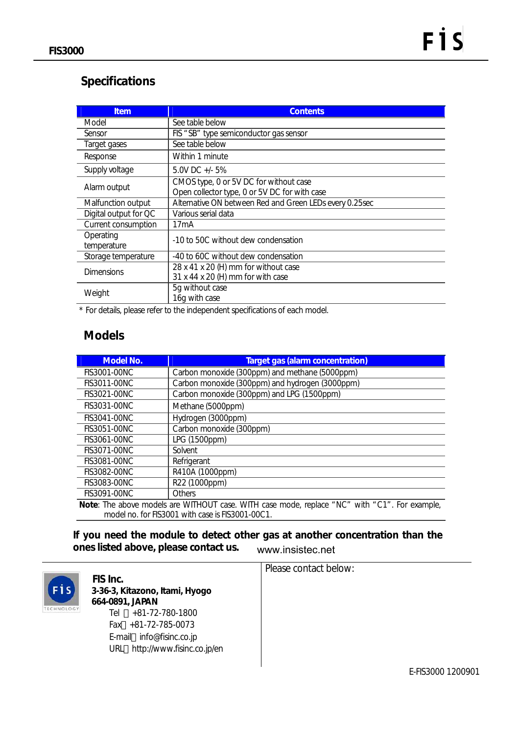## Specifications

| Item | Contents |
|---|---|
| Model | See table below |
| Sensor | FIS "SB" type semiconductor gas sensor |
| Target gases | See table below |
| Response | Within 1 minute |
| Supply voltage | 5.0V DC +/- 5% |
| Alarm output | CMOS type, 0 or 5V DC for without case<br>Open collector type, 0 or 5V DC for with case |
| Malfunction output | Alternative ON between Red and Green LEDs every 0.25sec |
| Digital output for QC | Various serial data |
| Current consumption | 17mA |
| Operating temperature | -10 to 50C without dew condensation |
| Storage temperature | -40 to 60C without dew condensation |
| Dimensions | 28 x 41 x 20 (H) mm for without case<br>31 x 44 x 20 (H) mm for with case |
| Weight | 5g without case<br>16g with case |

\* For details, please refer to the independent specifications of each model.

## Models

| Model No. | Target gas (alarm concentration) |
|---|---|
| FIS3001-00NC | Carbon monoxide (300ppm) and methane (5000ppm) |
| FIS3011-00NC | Carbon monoxide (300ppm) and hydrogen (3000ppm) |
| FIS3021-00NC | Carbon monoxide (300ppm) and LPG (1500ppm) |
| FIS3031-00NC | Methane (5000ppm) |
| FIS3041-00NC | Hydrogen (3000ppm) |
| FIS3051-00NC | Carbon monoxide (300ppm) |
| FIS3061-00NC | LPG (1500ppm) |
| FIS3071-00NC | Solvent |
| FIS3081-00NC | Refrigerant |
| FIS3082-00NC | R410A (1000ppm) |
| FIS3083-00NC | R22 (1000ppm) |
| FIS3091-00NC | Others |

**Note**: The above models are WITHOUT case. WITH case mode, replace "NC" with "C1". For example, model no. for FIS3001 with case is FIS3001-00C1.

**If you need the module to detect other gas at another concentration than the ones listed above, please contact us.** www.insistec.net

**FIS Inc.**
**3-36-3, Kitazono, Itami, Hyogo**
**664-0891, JAPAN**
Tel ：+81-72-780-1800
Fax：+81-72-785-0073
E-mail：info@fisinc.co.jp
URL：http://www.fisinc.co.jp/en

Please contact below:

E-FIS3000 1200901